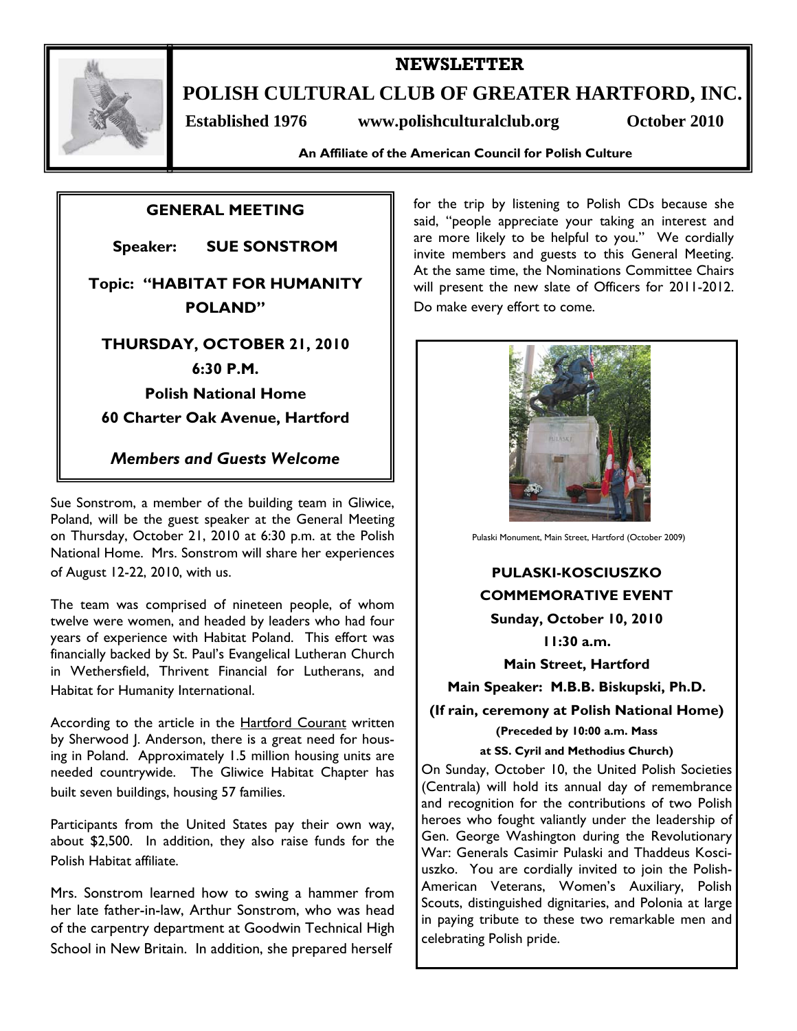# NEWSLETTER

## POLISH CULTURAL CLUB OF GREATER HARTFORD, INC.

**Established 1976** **www.polishculturalclub.org** **October 2010**

**An Affiliate of the American Council for Polish Culture**

### GENERAL MEETING

**Speaker: SUE SONSTROM**

**Topic: "HABITAT FOR HUMANITY POLAND"**

**THURSDAY, OCTOBER 21, 2010**

**6:30 P.M.**

**Polish National Home**

**60 Charter Oak Avenue, Hartford**

***Members and Guests Welcome***

Sue Sonstrom, a member of the building team in Gliwice, Poland, will be the guest speaker at the General Meeting on Thursday, October 21, 2010 at 6:30 p.m. at the Polish National Home. Mrs. Sonstrom will share her experiences of August 12-22, 2010, with us.

The team was comprised of nineteen people, of whom twelve were women, and headed by leaders who had four years of experience with Habitat Poland. This effort was financially backed by St. Paul's Evangelical Lutheran Church in Wethersfield, Thrivent Financial for Lutherans, and Habitat for Humanity International.

According to the article in the Hartford Courant written by Sherwood J. Anderson, there is a great need for housing in Poland. Approximately 1.5 million housing units are needed countrywide. The Gliwice Habitat Chapter has built seven buildings, housing 57 families.

Participants from the United States pay their own way, about $2,500. In addition, they also raise funds for the Polish Habitat affiliate.

Mrs. Sonstrom learned how to swing a hammer from her late father-in-law, Arthur Sonstrom, who was head of the carpentry department at Goodwin Technical High School in New Britain. In addition, she prepared herself for the trip by listening to Polish CDs because she said, "people appreciate your taking an interest and are more likely to be helpful to you." We cordially invite members and guests to this General Meeting. At the same time, the Nominations Committee Chairs will present the new slate of Officers for 2011-2012. Do make every effort to come.

Pulaski Monument, Main Street, Hartford (October 2009)

### PULASKI-KOSCIUSZKO COMMEMORATIVE EVENT

**Sunday, October 10, 2010**

**11:30 a.m.**

**Main Street, Hartford**

**Main Speaker: M.B.B. Biskupski, Ph.D.**

**(If rain, ceremony at Polish National Home)**

**(Preceded by 10:00 a.m. Mass at SS. Cyril and Methodius Church)**

On Sunday, October 10, the United Polish Societies (Centrala) will hold its annual day of remembrance and recognition for the contributions of two Polish heroes who fought valiantly under the leadership of Gen. George Washington during the Revolutionary War: Generals Casimir Pulaski and Thaddeus Kosciuszko. You are cordially invited to join the Polish-American Veterans, Women's Auxiliary, Polish Scouts, distinguished dignitaries, and Polonia at large in paying tribute to these two remarkable men and celebrating Polish pride.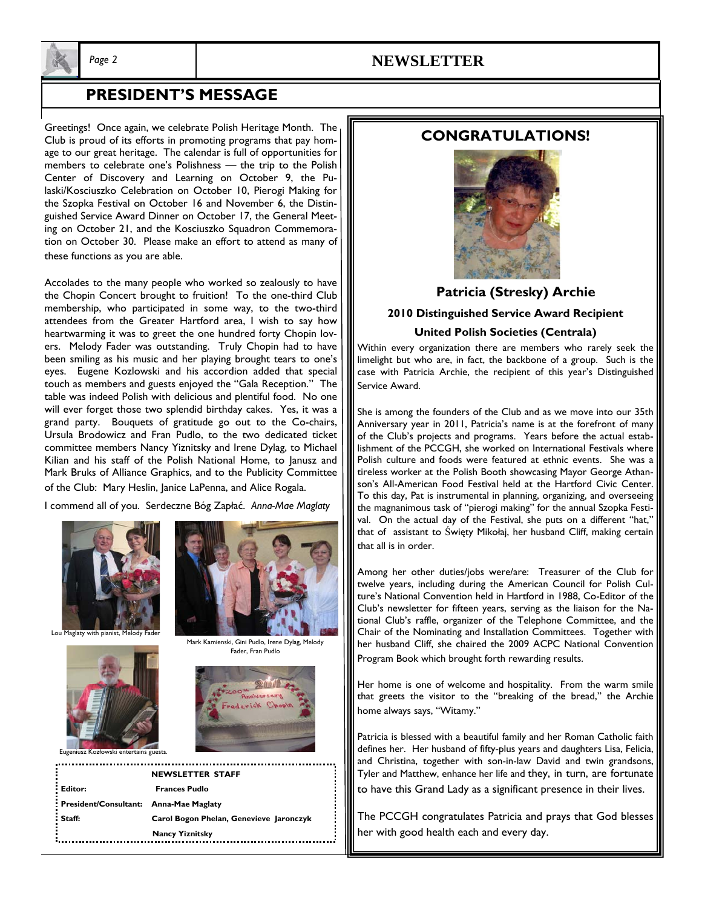## PRESIDENT'S MESSAGE

Greetings! Once again, we celebrate Polish Heritage Month. The Club is proud of its efforts in promoting programs that pay homage to our great heritage. The calendar is full of opportunities for members to celebrate one's Polishness — the trip to the Polish Center of Discovery and Learning on October 9, the Pulaski/Kosciuszko Celebration on October 10, Pierogi Making for the Szopka Festival on October 16 and November 6, the Distinguished Service Award Dinner on October 17, the General Meeting on October 21, and the Kosciuszko Squadron Commemoration on October 30. Please make an effort to attend as many of these functions as you are able.

Accolades to the many people who worked so zealously to have the Chopin Concert brought to fruition! To the one-third Club membership, who participated in some way, to the two-third attendees from the Greater Hartford area, I wish to say how heartwarming it was to greet the one hundred forty Chopin lovers. Melody Fader was outstanding. Truly Chopin had to have been smiling as his music and her playing brought tears to one's eyes. Eugene Kozlowski and his accordion added that special touch as members and guests enjoyed the "Gala Reception." The table was indeed Polish with delicious and plentiful food. No one will ever forget those two splendid birthday cakes. Yes, it was a grand party. Bouquets of gratitude go out to the Co-chairs, Ursula Brodowicz and Fran Pudlo, to the two dedicated ticket committee members Nancy Yiznitsky and Irene Dylag, to Michael Kilian and his staff of the Polish National Home, to Janusz and Mark Bruks of Alliance Graphics, and to the Publicity Committee of the Club: Mary Heslin, Janice LaPenna, and Alice Rogala.

I commend all of you. Serdeczne Bóg Zapłać. *Anna-Mae Maglaty*

Lou Maglaty with pianist, Melody Fader

Mark Kamienski, Gini Pudlo, Irene Dylag, Melody Fader, Fran Pudlo

Eugeniusz Kozlowski entertains guests.

| NEWSLETTER STAFF | |
|---|---|
| **Editor:** | **Frances Pudlo** |
| **President/Consultant:** | **Anna-Mae Maglaty** |
| **Staff:** | **Carol Bogon Phelan, Genevieve Jaronczyk** |
| | **Nancy Yiznitsky** |

## CONGRATULATIONS!

### Patricia (Stresky) Archie

**2010 Distinguished Service Award Recipient**

**United Polish Societies (Centrala)**

Within every organization there are members who rarely seek the limelight but who are, in fact, the backbone of a group. Such is the case with Patricia Archie, the recipient of this year's Distinguished Service Award.

She is among the founders of the Club and as we move into our 35th Anniversary year in 2011, Patricia's name is at the forefront of many of the Club's projects and programs. Years before the actual establishment of the PCCGH, she worked on International Festivals where Polish culture and foods were featured at ethnic events. She was a tireless worker at the Polish Booth showcasing Mayor George Athanson's All-American Food Festival held at the Hartford Civic Center. To this day, Pat is instrumental in planning, organizing, and overseeing the magnanimous task of "pierogi making" for the annual Szopka Festival. On the actual day of the Festival, she puts on a different "hat," that of assistant to Święty Mikołaj, her husband Cliff, making certain that all is in order.

Among her other duties/jobs were/are: Treasurer of the Club for twelve years, including during the American Council for Polish Culture's National Convention held in Hartford in 1988, Co-Editor of the Club's newsletter for fifteen years, serving as the liaison for the National Club's raffle, organizer of the Telephone Committee, and the Chair of the Nominating and Installation Committees. Together with her husband Cliff, she chaired the 2009 ACPC National Convention Program Book which brought forth rewarding results.

Her home is one of welcome and hospitality. From the warm smile that greets the visitor to the "breaking of the bread," the Archie home always says, "Witamy."

Patricia is blessed with a beautiful family and her Roman Catholic faith defines her. Her husband of fifty-plus years and daughters Lisa, Felicia, and Christina, together with son-in-law David and twin grandsons, Tyler and Matthew, enhance her life and they, in turn, are fortunate to have this Grand Lady as a significant presence in their lives.

The PCCGH congratulates Patricia and prays that God blesses her with good health each and every day.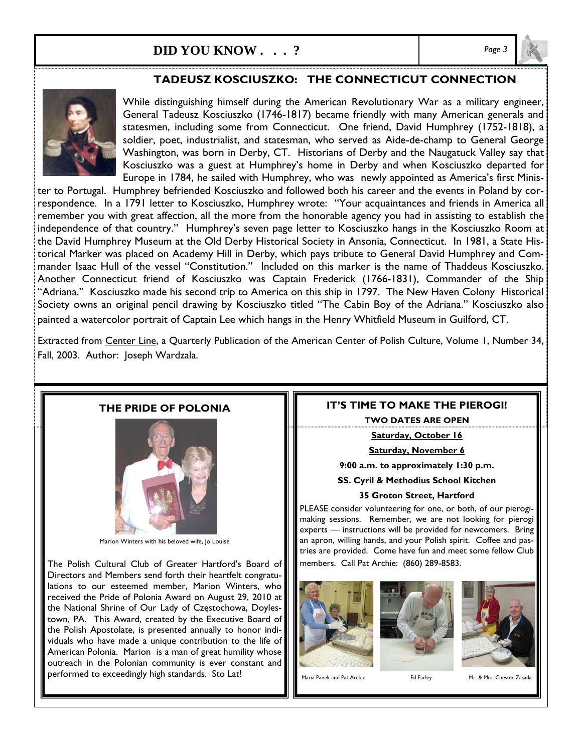# DID YOU KNOW . . . ?

## TADEUSZ KOSCIUSZKO: THE CONNECTICUT CONNECTION

While distinguishing himself during the American Revolutionary War as a military engineer, General Tadeusz Kosciuszko (1746-1817) became friendly with many American generals and statesmen, including some from Connecticut. One friend, David Humphrey (1752-1818), a soldier, poet, industrialist, and statesman, who served as Aide-de-champ to General George Washington, was born in Derby, CT. Historians of Derby and the Naugatuck Valley say that Kosciuszko was a guest at Humphrey's home in Derby and when Kosciuszko departed for Europe in 1784, he sailed with Humphrey, who was newly appointed as America's first Minister to Portugal. Humphrey befriended Kosciuszko and followed both his career and the events in Poland by correspondence. In a 1791 letter to Kosciuszko, Humphrey wrote: "Your acquaintances and friends in America all remember you with great affection, all the more from the honorable agency you had in assisting to establish the independence of that country." Humphrey's seven page letter to Kosciuszko hangs in the Kosciuszko Room at the David Humphrey Museum at the Old Derby Historical Society in Ansonia, Connecticut. In 1981, a State Historical Marker was placed on Academy Hill in Derby, which pays tribute to General David Humphrey and Commander Isaac Hull of the vessel "Constitution." Included on this marker is the name of Thaddeus Kosciuszko. Another Connecticut friend of Kosciuszko was Captain Frederick (1766-1831), Commander of the Ship "Adriana." Kosciuszko made his second trip to America on this ship in 1797. The New Haven Colony Historical Society owns an original pencil drawing by Kosciuszko titled "The Cabin Boy of the Adriana." Kosciuszko also painted a watercolor portrait of Captain Lee which hangs in the Henry Whitfield Museum in Guilford, CT.

Extracted from Center Line, a Quarterly Publication of the American Center of Polish Culture, Volume 1, Number 34, Fall, 2003. Author: Joseph Wardzala.

## THE PRIDE OF POLONIA

Marion Winters with his beloved wife, Jo Louise

The Polish Cultural Club of Greater Hartford's Board of Directors and Members send forth their heartfelt congratulations to our esteemed member, Marion Winters, who received the Pride of Polonia Award on August 29, 2010 at the National Shrine of Our Lady of Częstochowa, Doylestown, PA. This Award, created by the Executive Board of the Polish Apostolate, is presented annually to honor individuals who have made a unique contribution to the life of American Polonia. Marion is a man of great humility whose outreach in the Polonian community is ever constant and performed to exceedingly high standards. Sto Lat!

## IT'S TIME TO MAKE THE PIEROGI!

**TWO DATES ARE OPEN**

**Saturday, October 16**

**Saturday, November 6**

**9:00 a.m. to approximately 1:30 p.m.**

**SS. Cyril & Methodius School Kitchen**

**35 Groton Street, Hartford**

PLEASE consider volunteering for one, or both, of our pierogi-making sessions. Remember, we are not looking for pierogi experts — instructions will be provided for newcomers. Bring an apron, willing hands, and your Polish spirit. Coffee and pastries are provided. Come have fun and meet some fellow Club members. Call Pat Archie: (860) 289-8583.

Maria Panek and Pat Archie

Ed Farley

Mr. & Mrs. Chester Zasada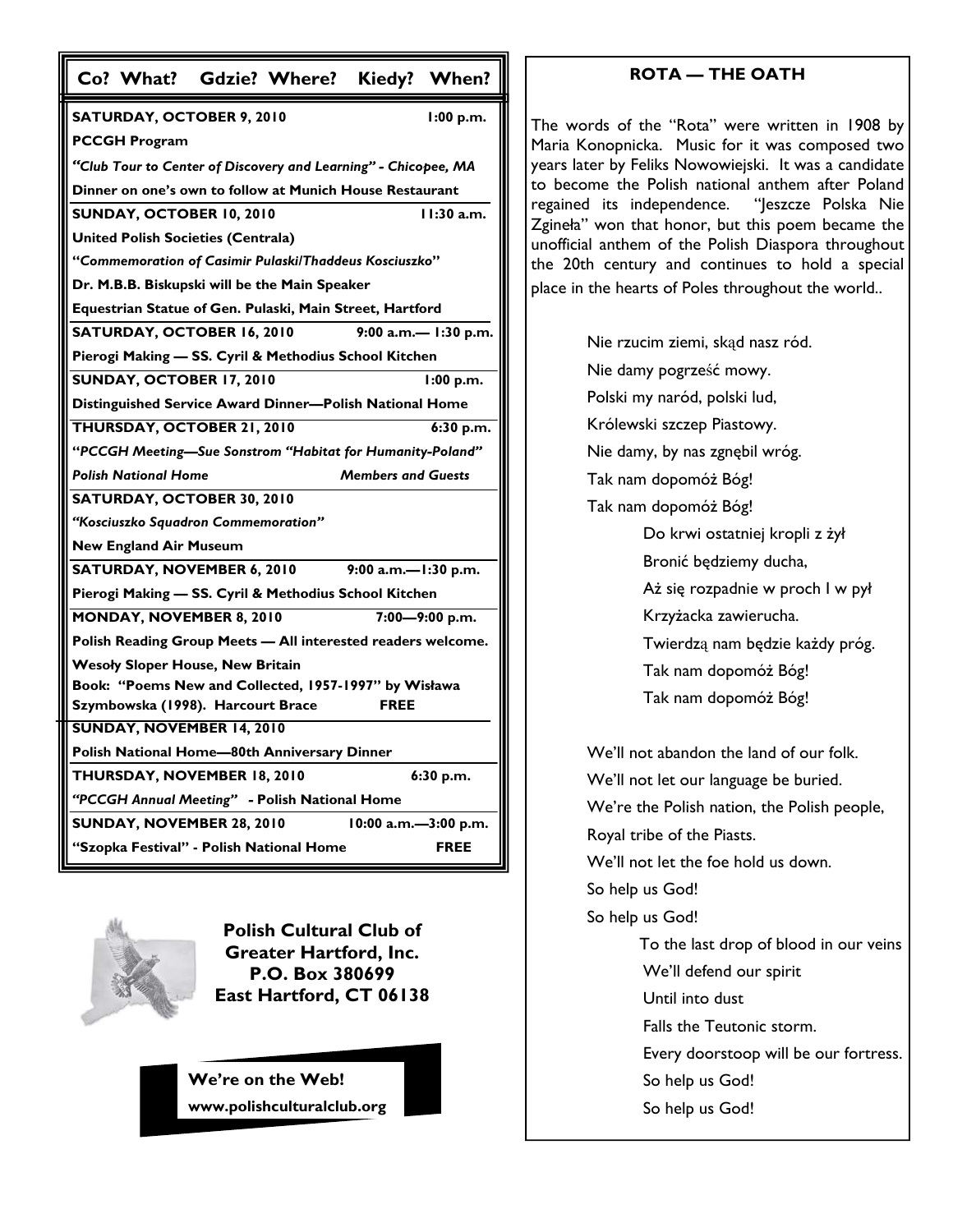## Co? What? Gdzie? Where? Kiedy? When?

**SATURDAY, OCTOBER 9, 2010** — **1:00 p.m.**
**PCCGH Program**
***"Club Tour to Center of Discovery and Learning" - Chicopee, MA***
**Dinner on one's own to follow at Munich House Restaurant**

**SUNDAY, OCTOBER 10, 2010** — **11:30 a.m.**
**United Polish Societies (Centrala)**
***"Commemoration of Casimir Pulaski/Thaddeus Kosciuszko"***
**Dr. M.B.B. Biskupski will be the Main Speaker**
**Equestrian Statue of Gen. Pulaski, Main Street, Hartford**

**SATURDAY, OCTOBER 16, 2010** — **9:00 a.m.— 1:30 p.m.**
**Pierogi Making — SS. Cyril & Methodius School Kitchen**

**SUNDAY, OCTOBER 17, 2010** — **1:00 p.m.**
**Distinguished Service Award Dinner—Polish National Home**

**THURSDAY, OCTOBER 21, 2010** — **6:30 p.m.**
***"PCCGH Meeting—Sue Sonstrom "Habitat for Humanity-Poland"***
***Polish National Home*** — ***Members and Guests***

**SATURDAY, OCTOBER 30, 2010**
***"Kosciuszko Squadron Commemoration"***
**New England Air Museum**

**SATURDAY, NOVEMBER 6, 2010** — **9:00 a.m.—1:30 p.m.**
**Pierogi Making — SS. Cyril & Methodius School Kitchen**

**MONDAY, NOVEMBER 8, 2010** — **7:00—9:00 p.m.**
**Polish Reading Group Meets — All interested readers welcome.**
**Wesoły Sloper House, New Britain**
**Book: "Poems New and Collected, 1957-1997" by Wisława Szymbowska (1998). Harcourt Brace** — **FREE**

**SUNDAY, NOVEMBER 14, 2010**
**Polish National Home—80th Anniversary Dinner**

**THURSDAY, NOVEMBER 18, 2010** — **6:30 p.m.**
***"PCCGH Annual Meeting"*** **- Polish National Home**

**SUNDAY, NOVEMBER 28, 2010** — **10:00 a.m.—3:00 p.m.**
**"Szopka Festival" - Polish National Home** — **FREE**

**Polish Cultural Club of Greater Hartford, Inc.**
**P.O. Box 380699**
**East Hartford, CT 06138**

**We're on the Web!**
**www.polishculturalclub.org**

## ROTA — THE OATH

The words of the "Rota" were written in 1908 by Maria Konopnicka. Music for it was composed two years later by Feliks Nowowiejski. It was a candidate to become the Polish national anthem after Poland regained its independence. "Jeszcze Polska Nie Zgineła" won that honor, but this poem became the unofficial anthem of the Polish Diaspora throughout the 20th century and continues to hold a special place in the hearts of Poles throughout the world..

Nie rzucim ziemi, skąd nasz ród.
Nie damy pogrześć mowy.
Polski my naród, polski lud,
Królewski szczep Piastowy.
Nie damy, by nas zgnębil wróg.
Tak nam dopomóż Bóg!
Tak nam dopomóż Bóg!

> Do krwi ostatniej kropli z żył
> Bronić będziemy ducha,
> Aż się rozpadnie w proch I w pył
> Krzyżacka zawierucha.
> Twierdzą nam będzie każdy próg.
> Tak nam dopomóż Bóg!
> Tak nam dopomóż Bóg!

We'll not abandon the land of our folk.
We'll not let our language be buried.
We're the Polish nation, the Polish people,
Royal tribe of the Piasts.
We'll not let the foe hold us down.
So help us God!
So help us God!

> To the last drop of blood in our veins
> We'll defend our spirit
> Until into dust
> Falls the Teutonic storm.
> Every doorstoop will be our fortress.
> So help us God!
> So help us God!